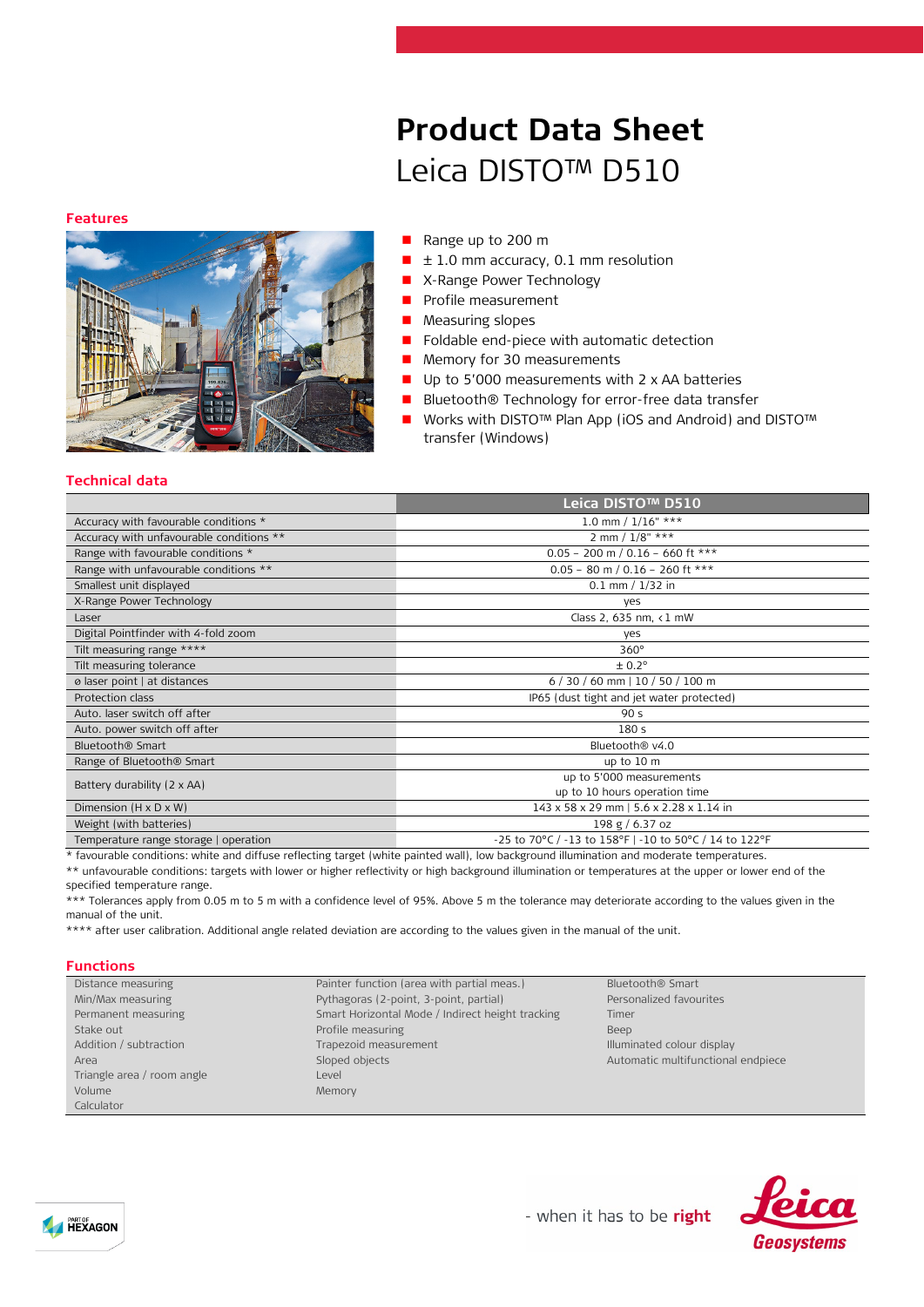# Product Data Sheet

Leica DISTO™ D510

## Features

- Range up to 200 m
- ± 1.0 mm accuracy, 0.1 mm resolution
- X-Range Power Technology
- Profile measurement
- Measuring slopes
- Foldable end-piece with automatic detection
- Memory for 30 measurements
- Up to 5'000 measurements with 2 x AA batteries
- Bluetooth® Technology for error-free data transfer
- Works with DISTO™ Plan App (iOS and Android) and DISTO™ transfer (Windows)

## Technical data

| | Leica DISTO™ D510 |
|---|---|
| Accuracy with favourable conditions * | 1.0 mm / 1/16" *** |
| Accuracy with unfavourable conditions ** | 2 mm / 1/8" *** |
| Range with favourable conditions * | 0.05 – 200 m / 0.16 – 660 ft *** |
| Range with unfavourable conditions ** | 0.05 – 80 m / 0.16 – 260 ft *** |
| Smallest unit displayed | 0.1 mm / 1/32 in |
| X-Range Power Technology | yes |
| Laser | Class 2, 635 nm, < 1 mW |
| Digital Pointfinder with 4-fold zoom | yes |
| Tilt measuring range **** | 360° |
| Tilt measuring tolerance | ± 0.2° |
| ⌀ laser point \| at distances | 6 / 30 / 60 mm \| 10 / 50 / 100 m |
| Protection class | IP65 (dust tight and jet water protected) |
| Auto. laser switch off after | 90 s |
| Auto. power switch off after | 180 s |
| Bluetooth® Smart | Bluetooth® v4.0 |
| Range of Bluetooth® Smart | up to 10 m |
| Battery durability (2 x AA) | up to 5'000 measurements<br>up to 10 hours operation time |
| Dimension (H x D x W) | 143 x 58 x 29 mm \| 5.6 x 2.28 x 1.14 in |
| Weight (with batteries) | 198 g / 6.37 oz |
| Temperature range storage \| operation | -25 to 70°C / -13 to 158°F \| -10 to 50°C / 14 to 122°F |

* favourable conditions: white and diffuse reflecting target (white painted wall), low background illumination and moderate temperatures.

** unfavourable conditions: targets with lower or higher reflectivity or high background illumination or temperatures at the upper or lower end of the specified temperature range.

*** Tolerances apply from 0.05 m to 5 m with a confidence level of 95%. Above 5 m the tolerance may deteriorate according to the values given in the manual of the unit.

**** after user calibration. Additional angle related deviation are according to the values given in the manual of the unit.

## Functions

| | | |
|---|---|---|
| Distance measuring | Painter function (area with partial meas.) | Bluetooth® Smart |
| Min/Max measuring | Pythagoras (2-point, 3-point, partial) | Personalized favourites |
| Permanent measuring | Smart Horizontal Mode / Indirect height tracking | Timer |
| Stake out | Profile measuring | Beep |
| Addition / subtraction | Trapezoid measurement | Illuminated colour display |
| Area | Sloped objects | Automatic multifunctional endpiece |
| Triangle area / room angle | Level | |
| Volume | Memory | |
| Calculator | | |

- when it has to be **right**

Leica Geosystems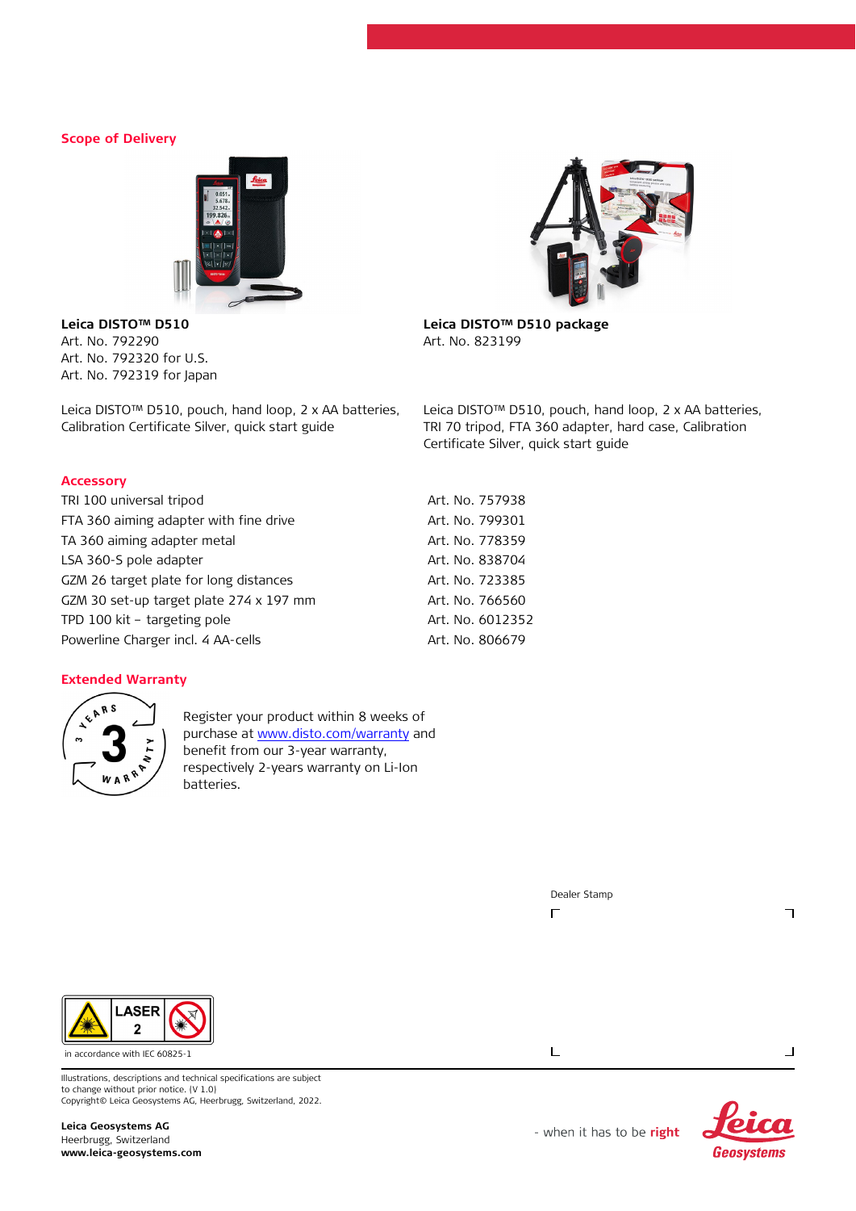## Scope of Delivery

**Leica DISTO™ D510**
Art. No. 792290
Art. No. 792320 for U.S.
Art. No. 792319 for Japan

Leica DISTO™ D510, pouch, hand loop, 2 x AA batteries, Calibration Certificate Silver, quick start guide

**Leica DISTO™ D510 package**
Art. No. 823199

Leica DISTO™ D510, pouch, hand loop, 2 x AA batteries, TRI 70 tripod, FTA 360 adapter, hard case, Calibration Certificate Silver, quick start guide

## Accessory

| | |
|---|---|
| TRI 100 universal tripod | Art. No. 757938 |
| FTA 360 aiming adapter with fine drive | Art. No. 799301 |
| TA 360 aiming adapter metal | Art. No. 778359 |
| LSA 360-S pole adapter | Art. No. 838704 |
| GZM 26 target plate for long distances | Art. No. 723385 |
| GZM 30 set-up target plate 274 x 197 mm | Art. No. 766560 |
| TPD 100 kit – targeting pole | Art. No. 6012352 |
| Powerline Charger incl. 4 AA-cells | Art. No. 806679 |

## Extended Warranty

3 YEARS WARRANTY

Register your product within 8 weeks of purchase at www.disto.com/warranty and benefit from our 3-year warranty, respectively 2-years warranty on Li-Ion batteries.

Dealer Stamp

LASER 2

in accordance with IEC 60825-1

Illustrations, descriptions and technical specifications are subject to change without prior notice. (V 1.0)
Copyright© Leica Geosystems AG, Heerbrugg, Switzerland, 2022.

**Leica Geosystems AG**
Heerbrugg, Switzerland
**www.leica-geosystems.com**

- when it has to be **right**

Leica Geosystems